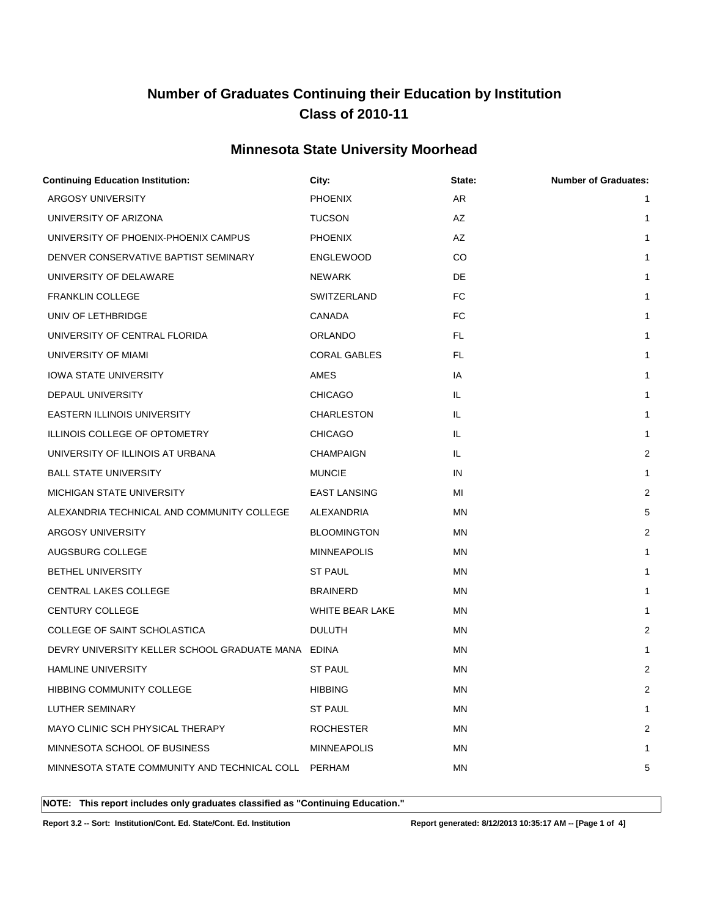# Number of Graduates Continuing their Education by Institution
# Class of 2010-11

## Minnesota State University Moorhead

| Continuing Education Institution: | City: | State: | Number of Graduates: |
|---|---|---|---|
| ARGOSY UNIVERSITY | PHOENIX | AR | 1 |
| UNIVERSITY OF ARIZONA | TUCSON | AZ | 1 |
| UNIVERSITY OF PHOENIX-PHOENIX CAMPUS | PHOENIX | AZ | 1 |
| DENVER CONSERVATIVE BAPTIST SEMINARY | ENGLEWOOD | CO | 1 |
| UNIVERSITY OF DELAWARE | NEWARK | DE | 1 |
| FRANKLIN COLLEGE | SWITZERLAND | FC | 1 |
| UNIV OF LETHBRIDGE | CANADA | FC | 1 |
| UNIVERSITY OF CENTRAL FLORIDA | ORLANDO | FL | 1 |
| UNIVERSITY OF MIAMI | CORAL GABLES | FL | 1 |
| IOWA STATE UNIVERSITY | AMES | IA | 1 |
| DEPAUL UNIVERSITY | CHICAGO | IL | 1 |
| EASTERN ILLINOIS UNIVERSITY | CHARLESTON | IL | 1 |
| ILLINOIS COLLEGE OF OPTOMETRY | CHICAGO | IL | 1 |
| UNIVERSITY OF ILLINOIS AT URBANA | CHAMPAIGN | IL | 2 |
| BALL STATE UNIVERSITY | MUNCIE | IN | 1 |
| MICHIGAN STATE UNIVERSITY | EAST LANSING | MI | 2 |
| ALEXANDRIA TECHNICAL AND COMMUNITY COLLEGE | ALEXANDRIA | MN | 5 |
| ARGOSY UNIVERSITY | BLOOMINGTON | MN | 2 |
| AUGSBURG COLLEGE | MINNEAPOLIS | MN | 1 |
| BETHEL UNIVERSITY | ST PAUL | MN | 1 |
| CENTRAL LAKES COLLEGE | BRAINERD | MN | 1 |
| CENTURY COLLEGE | WHITE BEAR LAKE | MN | 1 |
| COLLEGE OF SAINT SCHOLASTICA | DULUTH | MN | 2 |
| DEVRY UNIVERSITY KELLER SCHOOL GRADUATE MANA | EDINA | MN | 1 |
| HAMLINE UNIVERSITY | ST PAUL | MN | 2 |
| HIBBING COMMUNITY COLLEGE | HIBBING | MN | 2 |
| LUTHER SEMINARY | ST PAUL | MN | 1 |
| MAYO CLINIC SCH PHYSICAL THERAPY | ROCHESTER | MN | 2 |
| MINNESOTA SCHOOL OF BUSINESS | MINNEAPOLIS | MN | 1 |
| MINNESOTA STATE COMMUNITY AND TECHNICAL COLL | PERHAM | MN | 5 |

**NOTE: This report includes only graduates classified as "Continuing Education."**

**Report 3.2 -- Sort: Institution/Cont. Ed. State/Cont. Ed. Institution** **Report generated: 8/12/2013 10:35:17 AM**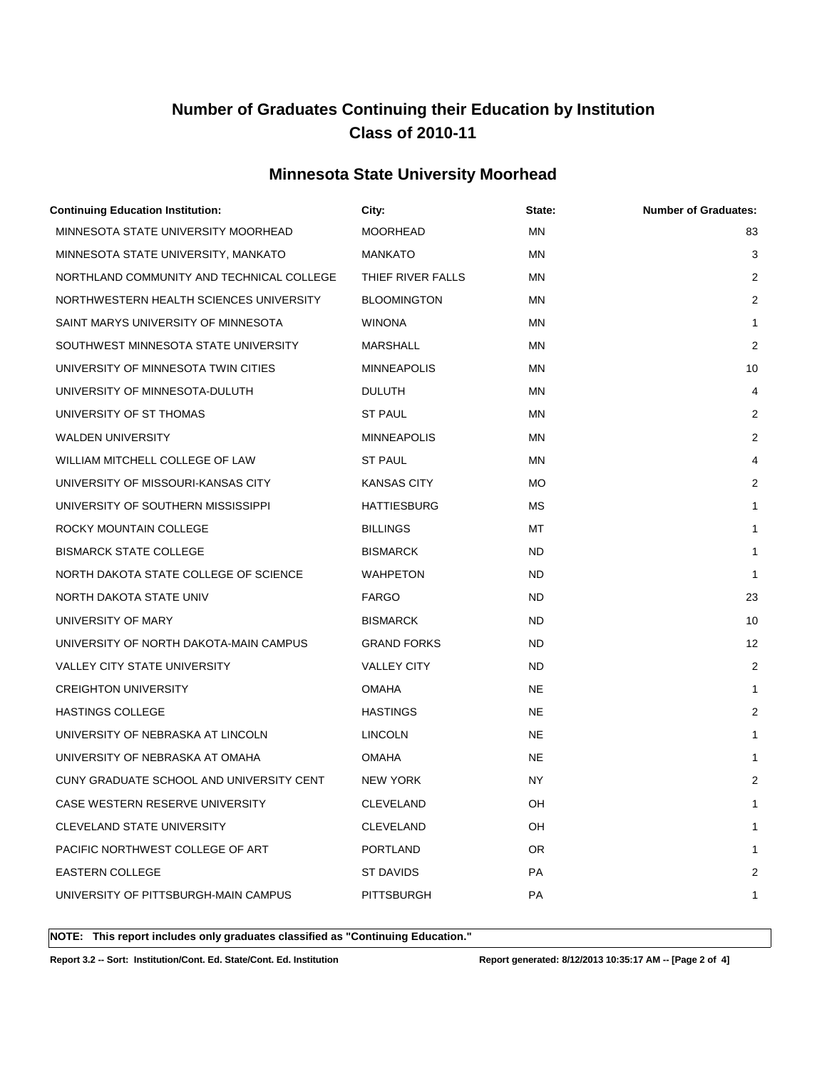# Number of Graduates Continuing their Education by Institution
# Class of 2010-11

## Minnesota State University Moorhead

| Continuing Education Institution: | City: | State: | Number of Graduates: |
|---|---|---|---|
| MINNESOTA STATE UNIVERSITY MOORHEAD | MOORHEAD | MN | 83 |
| MINNESOTA STATE UNIVERSITY, MANKATO | MANKATO | MN | 3 |
| NORTHLAND COMMUNITY AND TECHNICAL COLLEGE | THIEF RIVER FALLS | MN | 2 |
| NORTHWESTERN HEALTH SCIENCES UNIVERSITY | BLOOMINGTON | MN | 2 |
| SAINT MARYS UNIVERSITY OF MINNESOTA | WINONA | MN | 1 |
| SOUTHWEST MINNESOTA STATE UNIVERSITY | MARSHALL | MN | 2 |
| UNIVERSITY OF MINNESOTA TWIN CITIES | MINNEAPOLIS | MN | 10 |
| UNIVERSITY OF MINNESOTA-DULUTH | DULUTH | MN | 4 |
| UNIVERSITY OF ST THOMAS | ST PAUL | MN | 2 |
| WALDEN UNIVERSITY | MINNEAPOLIS | MN | 2 |
| WILLIAM MITCHELL COLLEGE OF LAW | ST PAUL | MN | 4 |
| UNIVERSITY OF MISSOURI-KANSAS CITY | KANSAS CITY | MO | 2 |
| UNIVERSITY OF SOUTHERN MISSISSIPPI | HATTIESBURG | MS | 1 |
| ROCKY MOUNTAIN COLLEGE | BILLINGS | MT | 1 |
| BISMARCK STATE COLLEGE | BISMARCK | ND | 1 |
| NORTH DAKOTA STATE COLLEGE OF SCIENCE | WAHPETON | ND | 1 |
| NORTH DAKOTA STATE UNIV | FARGO | ND | 23 |
| UNIVERSITY OF MARY | BISMARCK | ND | 10 |
| UNIVERSITY OF NORTH DAKOTA-MAIN CAMPUS | GRAND FORKS | ND | 12 |
| VALLEY CITY STATE UNIVERSITY | VALLEY CITY | ND | 2 |
| CREIGHTON UNIVERSITY | OMAHA | NE | 1 |
| HASTINGS COLLEGE | HASTINGS | NE | 2 |
| UNIVERSITY OF NEBRASKA AT LINCOLN | LINCOLN | NE | 1 |
| UNIVERSITY OF NEBRASKA AT OMAHA | OMAHA | NE | 1 |
| CUNY GRADUATE SCHOOL AND UNIVERSITY CENT | NEW YORK | NY | 2 |
| CASE WESTERN RESERVE UNIVERSITY | CLEVELAND | OH | 1 |
| CLEVELAND STATE UNIVERSITY | CLEVELAND | OH | 1 |
| PACIFIC NORTHWEST COLLEGE OF ART | PORTLAND | OR | 1 |
| EASTERN COLLEGE | ST DAVIDS | PA | 2 |
| UNIVERSITY OF PITTSBURGH-MAIN CAMPUS | PITTSBURGH | PA | 1 |

**NOTE: This report includes only graduates classified as "Continuing Education."**

**Report 3.2 -- Sort: Institution/Cont. Ed. State/Cont. Ed. Institution** **Report generated: 8/12/2013 10:35:17 AM**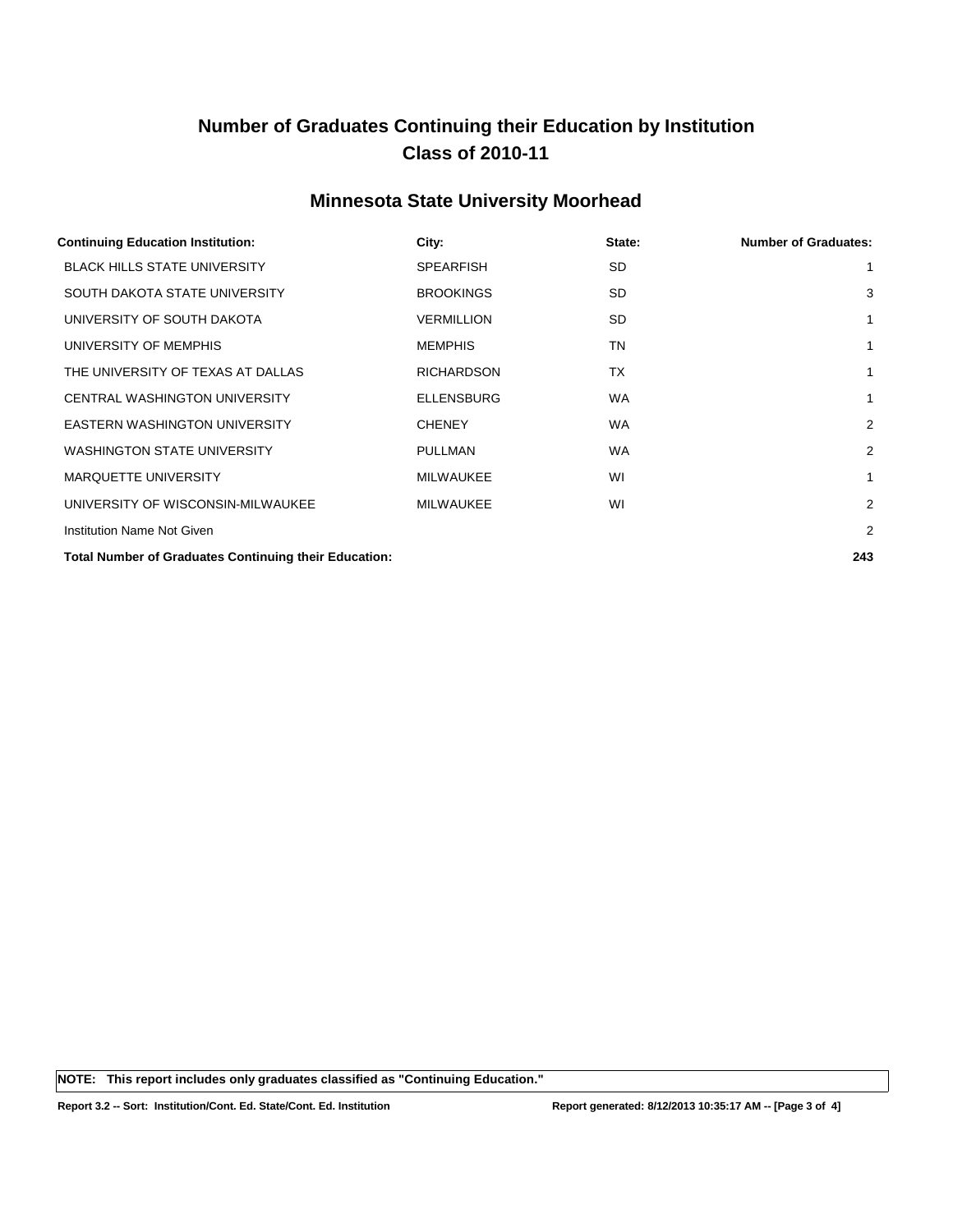# Number of Graduates Continuing their Education by Institution
## Class of 2010-11

### Minnesota State University Moorhead

| Continuing Education Institution: | City: | State: | Number of Graduates: |
|---|---|---|---|
| BLACK HILLS STATE UNIVERSITY | SPEARFISH | SD | 1 |
| SOUTH DAKOTA STATE UNIVERSITY | BROOKINGS | SD | 3 |
| UNIVERSITY OF SOUTH DAKOTA | VERMILLION | SD | 1 |
| UNIVERSITY OF MEMPHIS | MEMPHIS | TN | 1 |
| THE UNIVERSITY OF TEXAS AT DALLAS | RICHARDSON | TX | 1 |
| CENTRAL WASHINGTON UNIVERSITY | ELLENSBURG | WA | 1 |
| EASTERN WASHINGTON UNIVERSITY | CHENEY | WA | 2 |
| WASHINGTON STATE UNIVERSITY | PULLMAN | WA | 2 |
| MARQUETTE UNIVERSITY | MILWAUKEE | WI | 1 |
| UNIVERSITY OF WISCONSIN-MILWAUKEE | MILWAUKEE | WI | 2 |
| Institution Name Not Given | | | 2 |
| **Total Number of Graduates Continuing their Education:** | | | **243** |

**NOTE: This report includes only graduates classified as "Continuing Education."**

**Report 3.2 -- Sort: Institution/Cont. Ed. State/Cont. Ed. Institution** **Report generated: 8/12/2013 10:35:17 AM**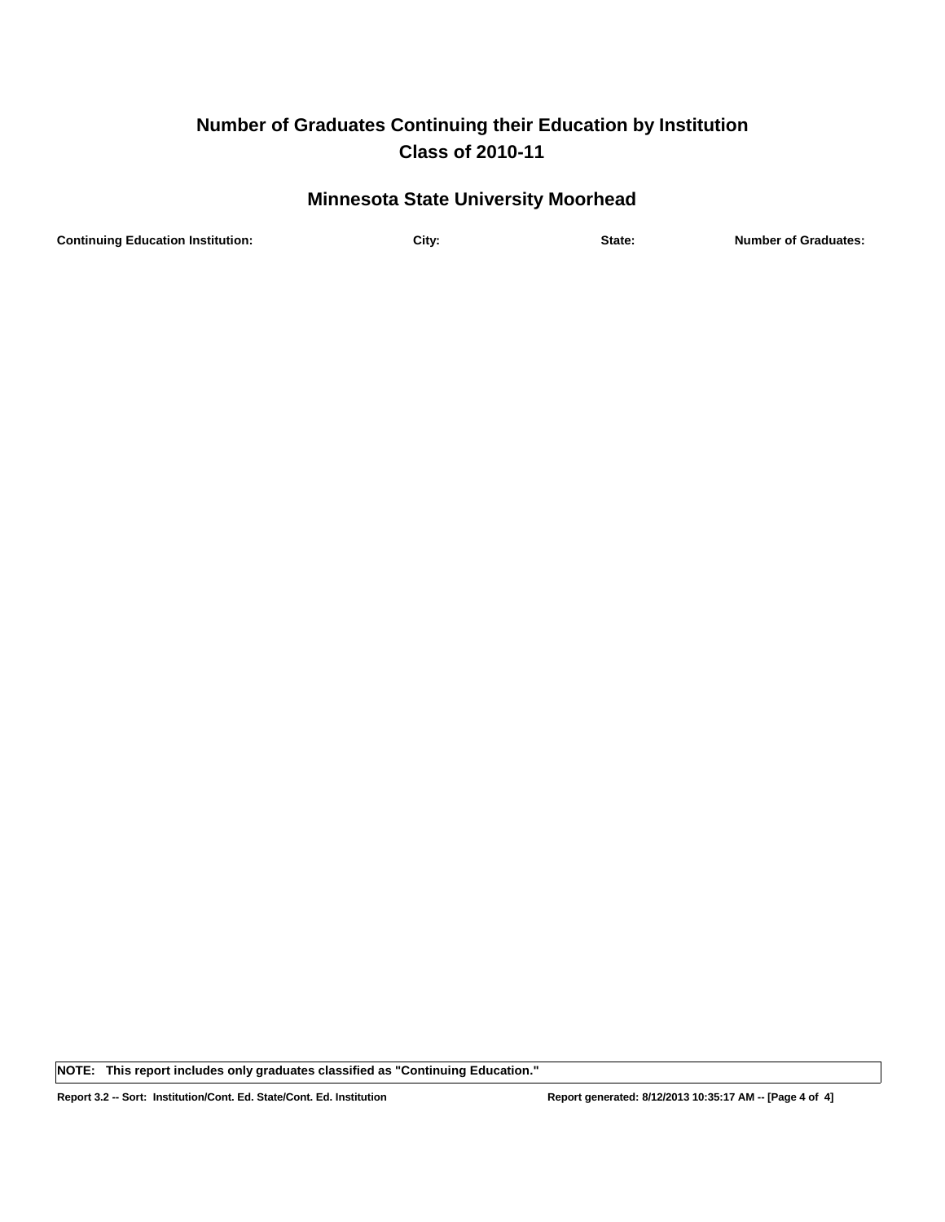# Number of Graduates Continuing their Education by Institution
## Class of 2010-11

## Minnesota State University Moorhead

| Continuing Education Institution: | City: | State: | Number of Graduates: |
|---|---|---|---|

**NOTE: This report includes only graduates classified as "Continuing Education."**

Report 3.2 -- Sort: Institution/Cont. Ed. State/Cont. Ed. Institution

Report generated: 8/12/2013 10:35:17 AM